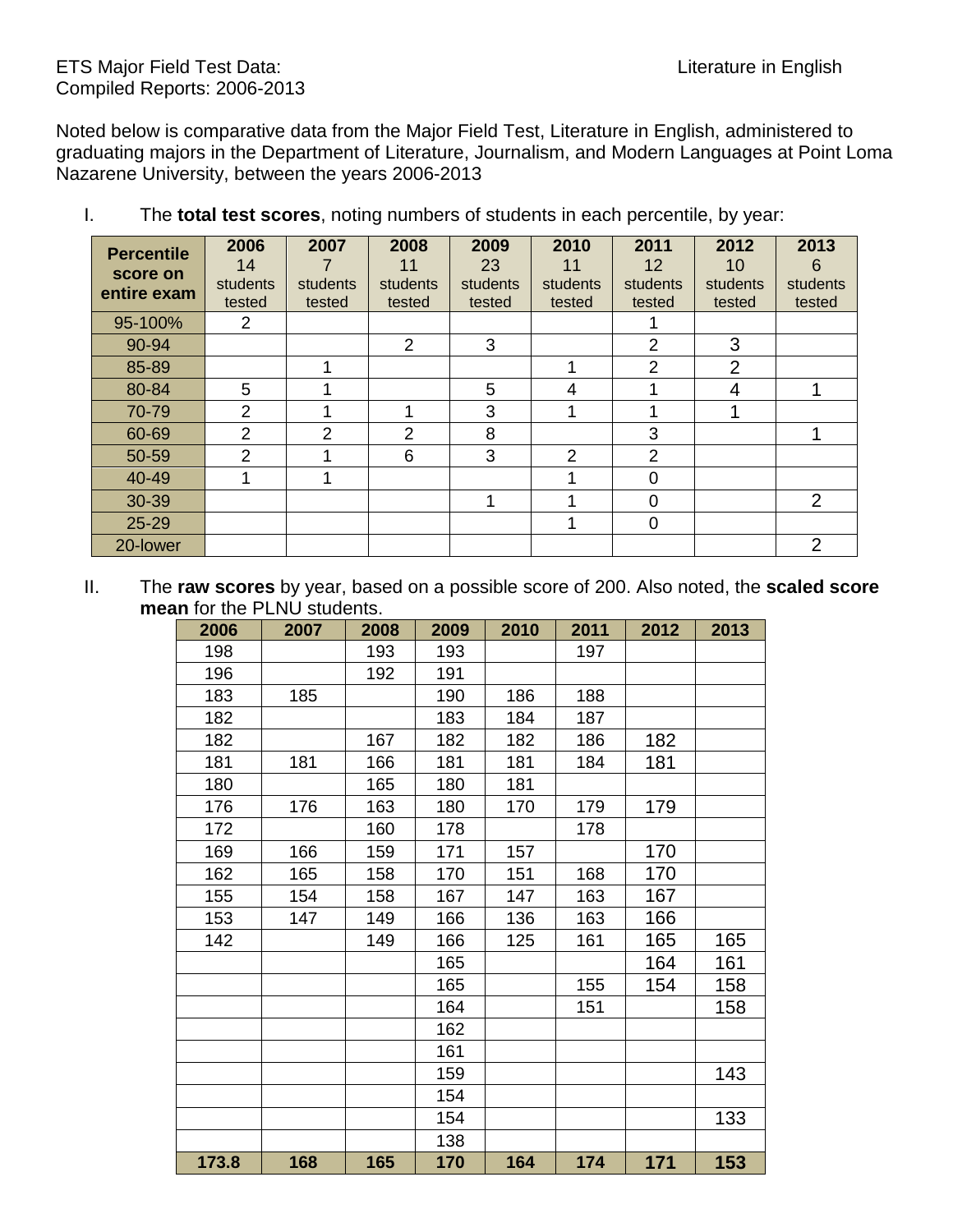ETS Major Field Test Data: Literature in English

Compiled Reports: 2006-2013

Noted below is comparative data from the Major Field Test, Literature in English, administered to graduating majors in the Department of Literature, Journalism, and Modern Languages at Point Loma Nazarene University, between the years 2006-2013

I. The **total test scores**, noting numbers of students in each percentile, by year:

| Percentile score on entire exam | 2006 14 students tested | 2007 7 students tested | 2008 11 students tested | 2009 23 students tested | 2010 11 students tested | 2011 12 students tested | 2012 10 students tested | 2013 6 students tested |
|---|---|---|---|---|---|---|---|---|
| 95-100% | 2 | | | | | 1 | | |
| 90-94 | | | 2 | 3 | | 2 | 3 | |
| 85-89 | | 1 | | | 1 | 2 | 2 | |
| 80-84 | 5 | 1 | | 5 | 4 | 1 | 4 | 1 |
| 70-79 | 2 | 1 | 1 | 3 | 1 | 1 | 1 | |
| 60-69 | 2 | 2 | 2 | 8 | | 3 | | 1 |
| 50-59 | 2 | 1 | 6 | 3 | 2 | 2 | | |
| 40-49 | 1 | 1 | | | 1 | 0 | | |
| 30-39 | | | | 1 | 1 | 0 | | 2 |
| 25-29 | | | | | 1 | 0 | | |
| 20-lower | | | | | | | | 2 |

II. The **raw scores** by year, based on a possible score of 200. Also noted, the **scaled score mean** for the PLNU students.

| 2006 | 2007 | 2008 | 2009 | 2010 | 2011 | 2012 | 2013 |
|---|---|---|---|---|---|---|---|
| 198 | | 193 | 193 | | 197 | | |
| 196 | | 192 | 191 | | | | |
| 183 | 185 | | 190 | 186 | 188 | | |
| 182 | | | 183 | 184 | 187 | | |
| 182 | | 167 | 182 | 182 | 186 | 182 | |
| 181 | 181 | 166 | 181 | 181 | 184 | 181 | |
| 180 | | 165 | 180 | 181 | | | |
| 176 | 176 | 163 | 180 | 170 | 179 | 179 | |
| 172 | | 160 | 178 | | 178 | | |
| 169 | 166 | 159 | 171 | 157 | | 170 | |
| 162 | 165 | 158 | 170 | 151 | 168 | 170 | |
| 155 | 154 | 158 | 167 | 147 | 163 | 167 | |
| 153 | 147 | 149 | 166 | 136 | 163 | 166 | |
| 142 | | 149 | 166 | 125 | 161 | 165 | 165 |
| | | | 165 | | | 164 | 161 |
| | | | 165 | | 155 | 154 | 158 |
| | | | 164 | | 151 | | 158 |
| | | | 162 | | | | |
| | | | 161 | | | | |
| | | | 159 | | | | 143 |
| | | | 154 | | | | |
| | | | 154 | | | | 133 |
| | | | 138 | | | | |
| **173.8** | **168** | **165** | **170** | **164** | **174** | **171** | **153** |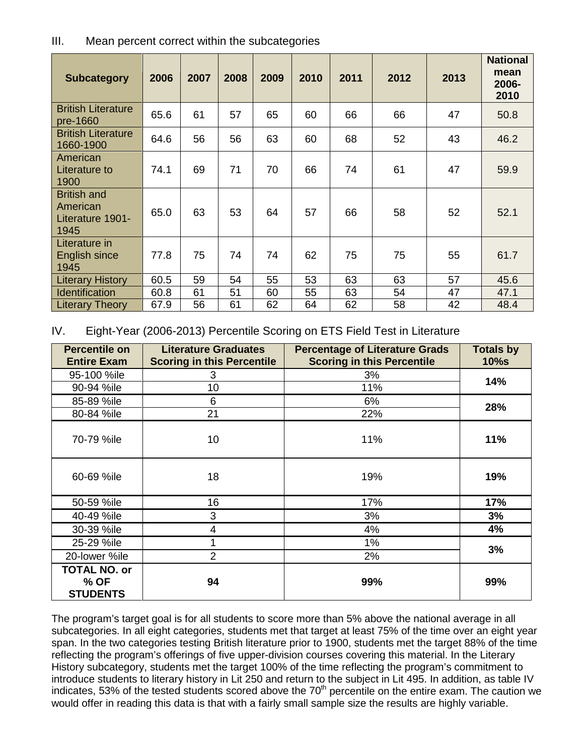III. Mean percent correct within the subcategories

| Subcategory | 2006 | 2007 | 2008 | 2009 | 2010 | 2011 | 2012 | 2013 | National mean 2006-2010 |
|---|---|---|---|---|---|---|---|---|---|
| British Literature pre-1660 | 65.6 | 61 | 57 | 65 | 60 | 66 | 66 | 47 | 50.8 |
| British Literature 1660-1900 | 64.6 | 56 | 56 | 63 | 60 | 68 | 52 | 43 | 46.2 |
| American Literature to 1900 | 74.1 | 69 | 71 | 70 | 66 | 74 | 61 | 47 | 59.9 |
| British and American Literature 1901-1945 | 65.0 | 63 | 53 | 64 | 57 | 66 | 58 | 52 | 52.1 |
| Literature in English since 1945 | 77.8 | 75 | 74 | 74 | 62 | 75 | 75 | 55 | 61.7 |
| Literary History | 60.5 | 59 | 54 | 55 | 53 | 63 | 63 | 57 | 45.6 |
| Identification | 60.8 | 61 | 51 | 60 | 55 | 63 | 54 | 47 | 47.1 |
| Literary Theory | 67.9 | 56 | 61 | 62 | 64 | 62 | 58 | 42 | 48.4 |

IV. Eight-Year (2006-2013) Percentile Scoring on ETS Field Test in Literature

| Percentile on Entire Exam | Literature Graduates Scoring in this Percentile | Percentage of Literature Grads Scoring in this Percentile | Totals by 10%s |
|---|---|---|---|
| 95-100 %ile | 3 | 3% | 14% |
| 90-94 %ile | 10 | 11% | |
| 85-89 %ile | 6 | 6% | 28% |
| 80-84 %ile | 21 | 22% | |
| 70-79 %ile | 10 | 11% | **11%** |
| 60-69 %ile | 18 | 19% | **19%** |
| 50-59 %ile | 16 | 17% | **17%** |
| 40-49 %ile | 3 | 3% | **3%** |
| 30-39 %ile | 4 | 4% | **4%** |
| 25-29 %ile | 1 | 1% | 3% |
| 20-lower %ile | 2 | 2% | |
| **TOTAL NO. or % OF STUDENTS** | **94** | **99%** | **99%** |

The program's target goal is for all students to score more than 5% above the national average in all subcategories. In all eight categories, students met that target at least 75% of the time over an eight year span. In the two categories testing British literature prior to 1900, students met the target 88% of the time reflecting the program's offerings of five upper-division courses covering this material. In the Literary History subcategory, students met the target 100% of the time reflecting the program's commitment to introduce students to literary history in Lit 250 and return to the subject in Lit 495. In addition, as table IV indicates, 53% of the tested students scored above the 70th percentile on the entire exam. The caution we would offer in reading this data is that with a fairly small sample size the results are highly variable.